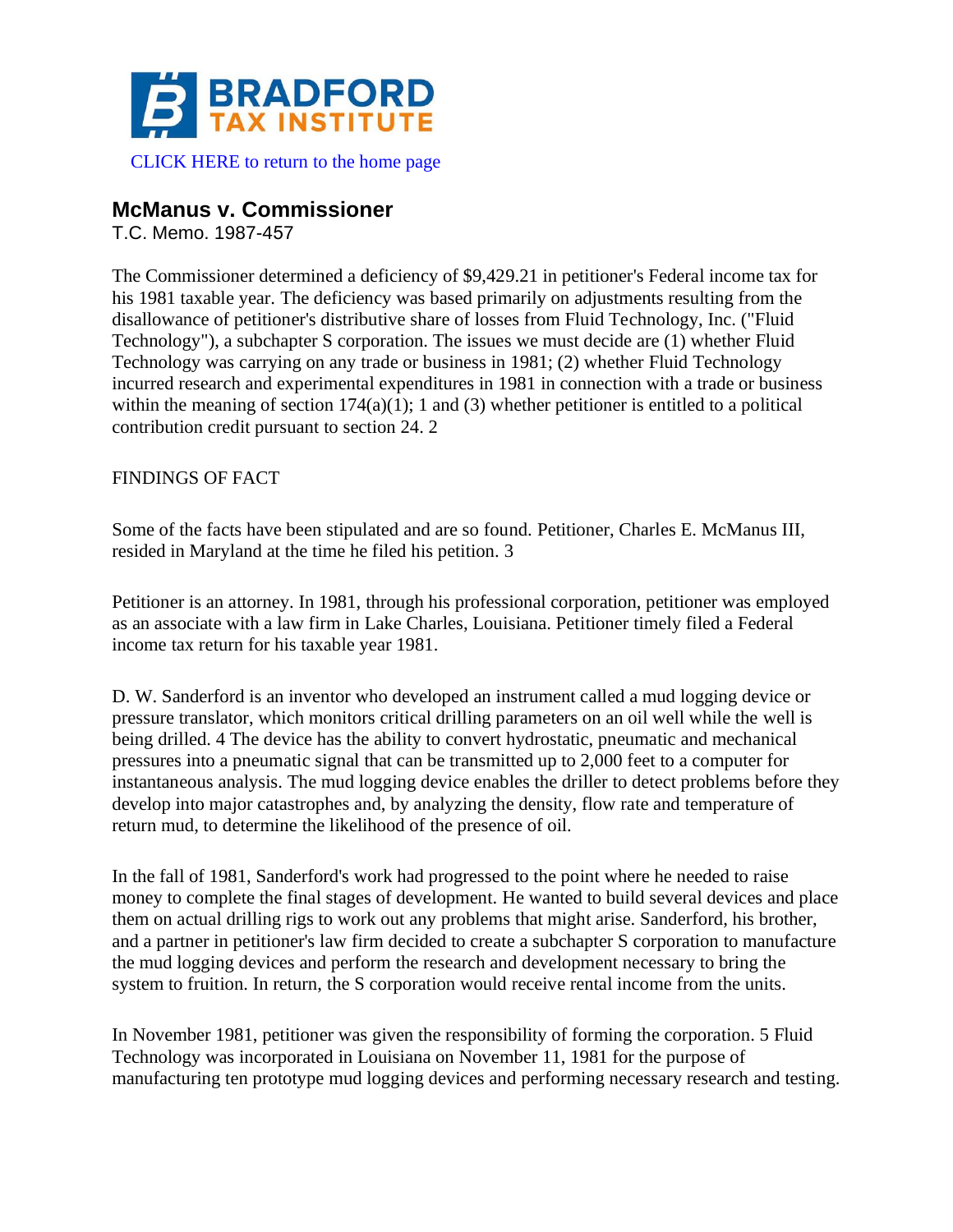# BRADFORD TAX INSTITUTE

CLICK HERE to return to the home page

## McManus v. Commissioner

T.C. Memo. 1987-457

The Commissioner determined a deficiency of $9,429.21 in petitioner's Federal income tax for his 1981 taxable year. The deficiency was based primarily on adjustments resulting from the disallowance of petitioner's distributive share of losses from Fluid Technology, Inc. ("Fluid Technology"), a subchapter S corporation. The issues we must decide are (1) whether Fluid Technology was carrying on any trade or business in 1981; (2) whether Fluid Technology incurred research and experimental expenditures in 1981 in connection with a trade or business within the meaning of section 174(a)(1); 1 and (3) whether petitioner is entitled to a political contribution credit pursuant to section 24. 2

FINDINGS OF FACT

Some of the facts have been stipulated and are so found. Petitioner, Charles E. McManus III, resided in Maryland at the time he filed his petition. 3

Petitioner is an attorney. In 1981, through his professional corporation, petitioner was employed as an associate with a law firm in Lake Charles, Louisiana. Petitioner timely filed a Federal income tax return for his taxable year 1981.

D. W. Sanderford is an inventor who developed an instrument called a mud logging device or pressure translator, which monitors critical drilling parameters on an oil well while the well is being drilled. 4 The device has the ability to convert hydrostatic, pneumatic and mechanical pressures into a pneumatic signal that can be transmitted up to 2,000 feet to a computer for instantaneous analysis. The mud logging device enables the driller to detect problems before they develop into major catastrophes and, by analyzing the density, flow rate and temperature of return mud, to determine the likelihood of the presence of oil.

In the fall of 1981, Sanderford's work had progressed to the point where he needed to raise money to complete the final stages of development. He wanted to build several devices and place them on actual drilling rigs to work out any problems that might arise. Sanderford, his brother, and a partner in petitioner's law firm decided to create a subchapter S corporation to manufacture the mud logging devices and perform the research and development necessary to bring the system to fruition. In return, the S corporation would receive rental income from the units.

In November 1981, petitioner was given the responsibility of forming the corporation. 5 Fluid Technology was incorporated in Louisiana on November 11, 1981 for the purpose of manufacturing ten prototype mud logging devices and performing necessary research and testing.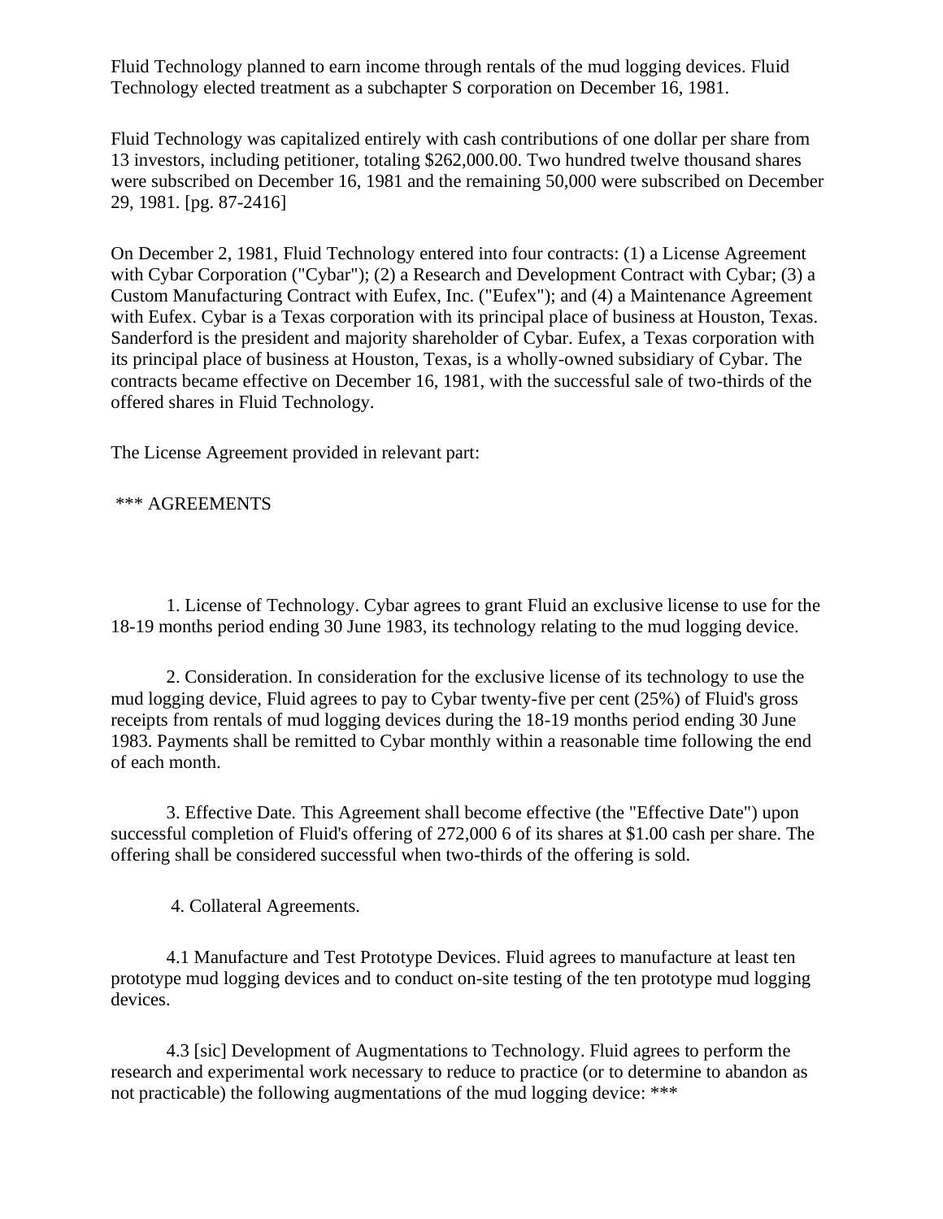Fluid Technology planned to earn income through rentals of the mud logging devices. Fluid Technology elected treatment as a subchapter S corporation on December 16, 1981.

Fluid Technology was capitalized entirely with cash contributions of one dollar per share from 13 investors, including petitioner, totaling $262,000.00. Two hundred twelve thousand shares were subscribed on December 16, 1981 and the remaining 50,000 were subscribed on December 29, 1981. [pg. 87-2416]

On December 2, 1981, Fluid Technology entered into four contracts: (1) a License Agreement with Cybar Corporation ("Cybar"); (2) a Research and Development Contract with Cybar; (3) a Custom Manufacturing Contract with Eufex, Inc. ("Eufex"); and (4) a Maintenance Agreement with Eufex. Cybar is a Texas corporation with its principal place of business at Houston, Texas. Sanderford is the president and majority shareholder of Cybar. Eufex, a Texas corporation with its principal place of business at Houston, Texas, is a wholly-owned subsidiary of Cybar. The contracts became effective on December 16, 1981, with the successful sale of two-thirds of the offered shares in Fluid Technology.

The License Agreement provided in relevant part:

*** AGREEMENTS

1. License of Technology. Cybar agrees to grant Fluid an exclusive license to use for the 18-19 months period ending 30 June 1983, its technology relating to the mud logging device.

2. Consideration. In consideration for the exclusive license of its technology to use the mud logging device, Fluid agrees to pay to Cybar twenty-five per cent (25%) of Fluid's gross receipts from rentals of mud logging devices during the 18-19 months period ending 30 June 1983. Payments shall be remitted to Cybar monthly within a reasonable time following the end of each month.

3. Effective Date. This Agreement shall become effective (the "Effective Date") upon successful completion of Fluid's offering of 272,000 6 of its shares at $1.00 cash per share. The offering shall be considered successful when two-thirds of the offering is sold.

4. Collateral Agreements.

4.1 Manufacture and Test Prototype Devices. Fluid agrees to manufacture at least ten prototype mud logging devices and to conduct on-site testing of the ten prototype mud logging devices.

4.3 [sic] Development of Augmentations to Technology. Fluid agrees to perform the research and experimental work necessary to reduce to practice (or to determine to abandon as not practicable) the following augmentations of the mud logging device: ***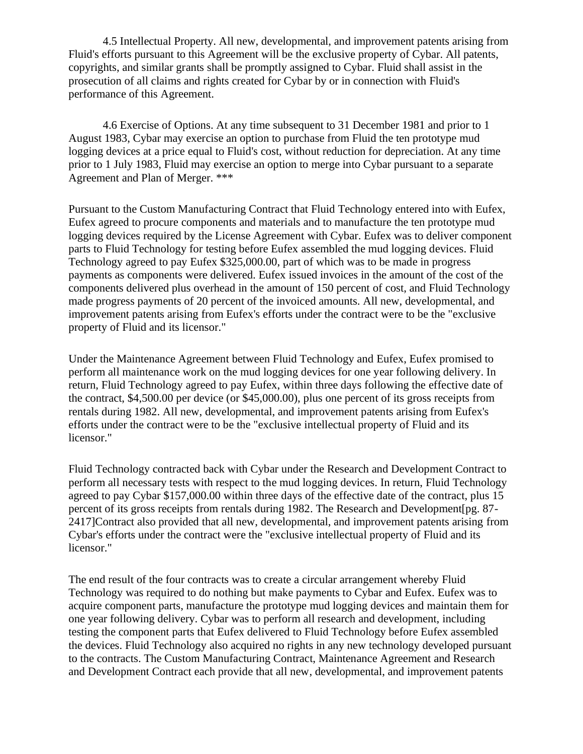4.5 Intellectual Property. All new, developmental, and improvement patents arising from Fluid's efforts pursuant to this Agreement will be the exclusive property of Cybar. All patents, copyrights, and similar grants shall be promptly assigned to Cybar. Fluid shall assist in the prosecution of all claims and rights created for Cybar by or in connection with Fluid's performance of this Agreement.

4.6 Exercise of Options. At any time subsequent to 31 December 1981 and prior to 1 August 1983, Cybar may exercise an option to purchase from Fluid the ten prototype mud logging devices at a price equal to Fluid's cost, without reduction for depreciation. At any time prior to 1 July 1983, Fluid may exercise an option to merge into Cybar pursuant to a separate Agreement and Plan of Merger. ***

Pursuant to the Custom Manufacturing Contract that Fluid Technology entered into with Eufex, Eufex agreed to procure components and materials and to manufacture the ten prototype mud logging devices required by the License Agreement with Cybar. Eufex was to deliver component parts to Fluid Technology for testing before Eufex assembled the mud logging devices. Fluid Technology agreed to pay Eufex $325,000.00, part of which was to be made in progress payments as components were delivered. Eufex issued invoices in the amount of the cost of the components delivered plus overhead in the amount of 150 percent of cost, and Fluid Technology made progress payments of 20 percent of the invoiced amounts. All new, developmental, and improvement patents arising from Eufex's efforts under the contract were to be the "exclusive property of Fluid and its licensor."

Under the Maintenance Agreement between Fluid Technology and Eufex, Eufex promised to perform all maintenance work on the mud logging devices for one year following delivery. In return, Fluid Technology agreed to pay Eufex, within three days following the effective date of the contract, $4,500.00 per device (or $45,000.00), plus one percent of its gross receipts from rentals during 1982. All new, developmental, and improvement patents arising from Eufex's efforts under the contract were to be the "exclusive intellectual property of Fluid and its licensor."

Fluid Technology contracted back with Cybar under the Research and Development Contract to perform all necessary tests with respect to the mud logging devices. In return, Fluid Technology agreed to pay Cybar $157,000.00 within three days of the effective date of the contract, plus 15 percent of its gross receipts from rentals during 1982. The Research and Development[pg. 87-2417]Contract also provided that all new, developmental, and improvement patents arising from Cybar's efforts under the contract were the "exclusive intellectual property of Fluid and its licensor."

The end result of the four contracts was to create a circular arrangement whereby Fluid Technology was required to do nothing but make payments to Cybar and Eufex. Eufex was to acquire component parts, manufacture the prototype mud logging devices and maintain them for one year following delivery. Cybar was to perform all research and development, including testing the component parts that Eufex delivered to Fluid Technology before Eufex assembled the devices. Fluid Technology also acquired no rights in any new technology developed pursuant to the contracts. The Custom Manufacturing Contract, Maintenance Agreement and Research and Development Contract each provide that all new, developmental, and improvement patents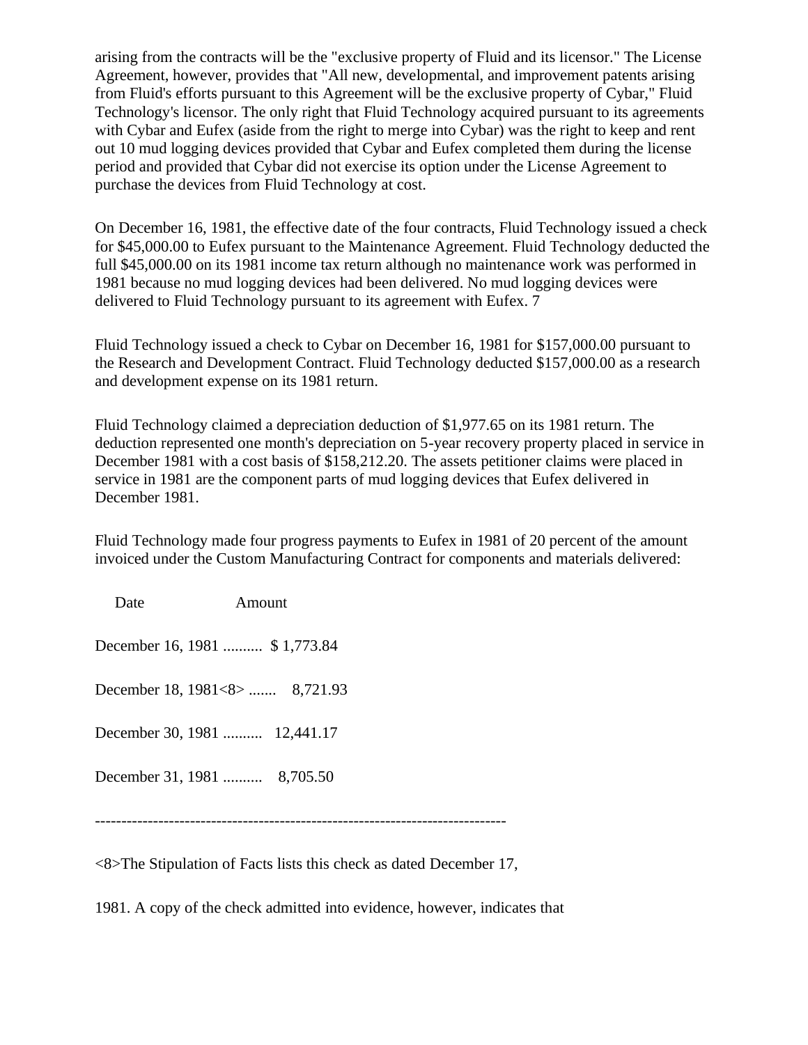arising from the contracts will be the "exclusive property of Fluid and its licensor." The License Agreement, however, provides that "All new, developmental, and improvement patents arising from Fluid's efforts pursuant to this Agreement will be the exclusive property of Cybar," Fluid Technology's licensor. The only right that Fluid Technology acquired pursuant to its agreements with Cybar and Eufex (aside from the right to merge into Cybar) was the right to keep and rent out 10 mud logging devices provided that Cybar and Eufex completed them during the license period and provided that Cybar did not exercise its option under the License Agreement to purchase the devices from Fluid Technology at cost.

On December 16, 1981, the effective date of the four contracts, Fluid Technology issued a check for $45,000.00 to Eufex pursuant to the Maintenance Agreement. Fluid Technology deducted the full $45,000.00 on its 1981 income tax return although no maintenance work was performed in 1981 because no mud logging devices had been delivered. No mud logging devices were delivered to Fluid Technology pursuant to its agreement with Eufex. 7

Fluid Technology issued a check to Cybar on December 16, 1981 for $157,000.00 pursuant to the Research and Development Contract. Fluid Technology deducted $157,000.00 as a research and development expense on its 1981 return.

Fluid Technology claimed a depreciation deduction of $1,977.65 on its 1981 return. The deduction represented one month's depreciation on 5-year recovery property placed in service in December 1981 with a cost basis of $158,212.20. The assets petitioner claims were placed in service in 1981 are the component parts of mud logging devices that Eufex delivered in December 1981.

Fluid Technology made four progress payments to Eufex in 1981 of 20 percent of the amount invoiced under the Custom Manufacturing Contract for components and materials delivered:

| Date | Amount |
|---|---|
| December 16, 1981 .......... | $ 1,773.84 |
| December 18, 1981<8> ....... | 8,721.93 |
| December 30, 1981 .......... | 12,441.17 |
| December 31, 1981 .......... | 8,705.50 |

------------------------------------------------------------------------------

<8>The Stipulation of Facts lists this check as dated December 17,

1981. A copy of the check admitted into evidence, however, indicates that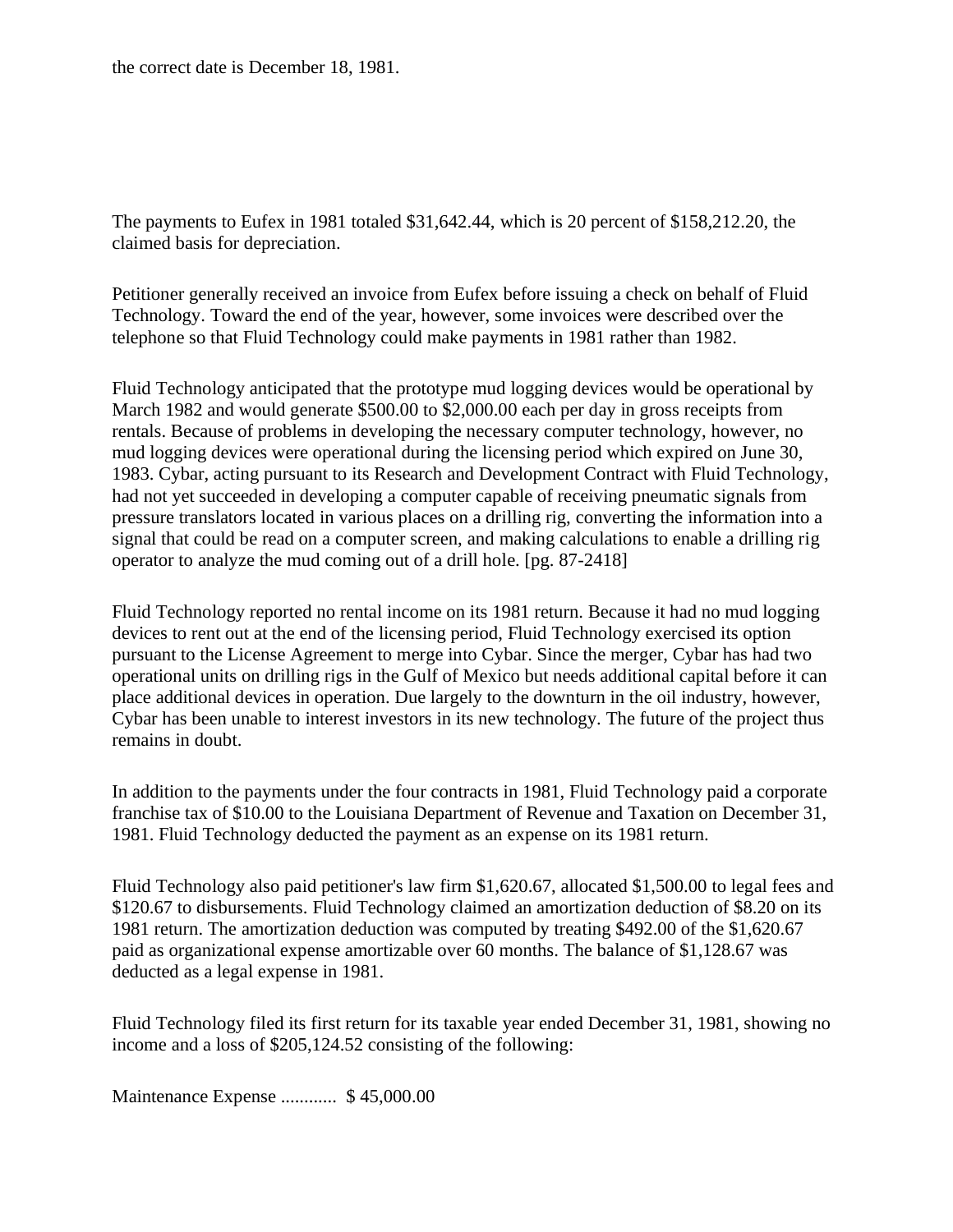the correct date is December 18, 1981.

The payments to Eufex in 1981 totaled $31,642.44, which is 20 percent of $158,212.20, the claimed basis for depreciation.

Petitioner generally received an invoice from Eufex before issuing a check on behalf of Fluid Technology. Toward the end of the year, however, some invoices were described over the telephone so that Fluid Technology could make payments in 1981 rather than 1982.

Fluid Technology anticipated that the prototype mud logging devices would be operational by March 1982 and would generate $500.00 to $2,000.00 each per day in gross receipts from rentals. Because of problems in developing the necessary computer technology, however, no mud logging devices were operational during the licensing period which expired on June 30, 1983. Cybar, acting pursuant to its Research and Development Contract with Fluid Technology, had not yet succeeded in developing a computer capable of receiving pneumatic signals from pressure translators located in various places on a drilling rig, converting the information into a signal that could be read on a computer screen, and making calculations to enable a drilling rig operator to analyze the mud coming out of a drill hole. [pg. 87-2418]

Fluid Technology reported no rental income on its 1981 return. Because it had no mud logging devices to rent out at the end of the licensing period, Fluid Technology exercised its option pursuant to the License Agreement to merge into Cybar. Since the merger, Cybar has had two operational units on drilling rigs in the Gulf of Mexico but needs additional capital before it can place additional devices in operation. Due largely to the downturn in the oil industry, however, Cybar has been unable to interest investors in its new technology. The future of the project thus remains in doubt.

In addition to the payments under the four contracts in 1981, Fluid Technology paid a corporate franchise tax of $10.00 to the Louisiana Department of Revenue and Taxation on December 31, 1981. Fluid Technology deducted the payment as an expense on its 1981 return.

Fluid Technology also paid petitioner's law firm $1,620.67, allocated $1,500.00 to legal fees and $120.67 to disbursements. Fluid Technology claimed an amortization deduction of $8.20 on its 1981 return. The amortization deduction was computed by treating $492.00 of the $1,620.67 paid as organizational expense amortizable over 60 months. The balance of $1,128.67 was deducted as a legal expense in 1981.

Fluid Technology filed its first return for its taxable year ended December 31, 1981, showing no income and a loss of $205,124.52 consisting of the following:

Maintenance Expense ............ $ 45,000.00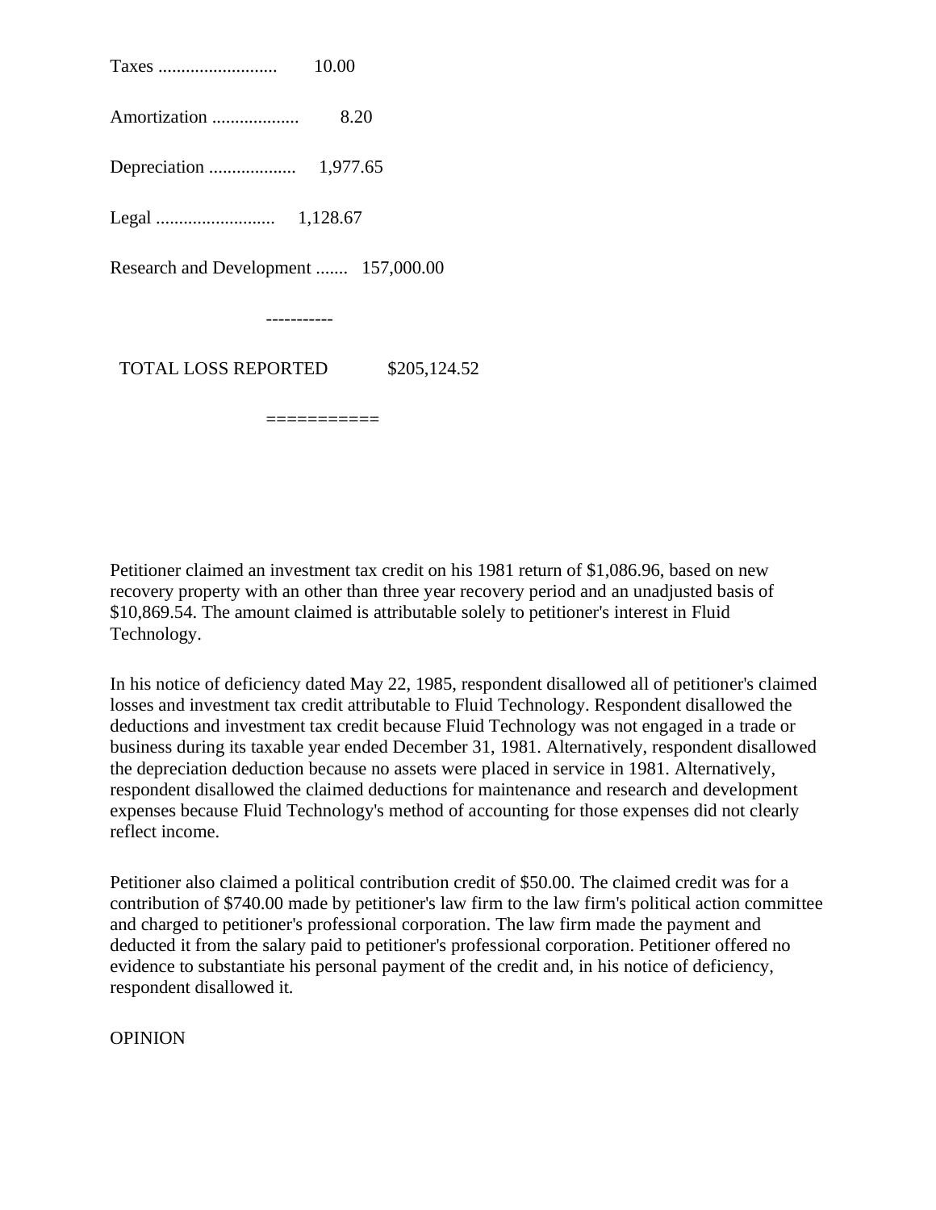| | |
|---|---|
| Taxes .......................... | 10.00 |
| Amortization ................... | 8.20 |
| Depreciation ................... | 1,977.65 |
| Legal .......................... | 1,128.67 |
| Research and Development ....... | 157,000.00 |
| | ----------- |
| TOTAL LOSS REPORTED | $205,124.52 |
| | =========== |

Petitioner claimed an investment tax credit on his 1981 return of $1,086.96, based on new recovery property with an other than three year recovery period and an unadjusted basis of $10,869.54. The amount claimed is attributable solely to petitioner's interest in Fluid Technology.

In his notice of deficiency dated May 22, 1985, respondent disallowed all of petitioner's claimed losses and investment tax credit attributable to Fluid Technology. Respondent disallowed the deductions and investment tax credit because Fluid Technology was not engaged in a trade or business during its taxable year ended December 31, 1981. Alternatively, respondent disallowed the depreciation deduction because no assets were placed in service in 1981. Alternatively, respondent disallowed the claimed deductions for maintenance and research and development expenses because Fluid Technology's method of accounting for those expenses did not clearly reflect income.

Petitioner also claimed a political contribution credit of $50.00. The claimed credit was for a contribution of $740.00 made by petitioner's law firm to the law firm's political action committee and charged to petitioner's professional corporation. The law firm made the payment and deducted it from the salary paid to petitioner's professional corporation. Petitioner offered no evidence to substantiate his personal payment of the credit and, in his notice of deficiency, respondent disallowed it.

OPINION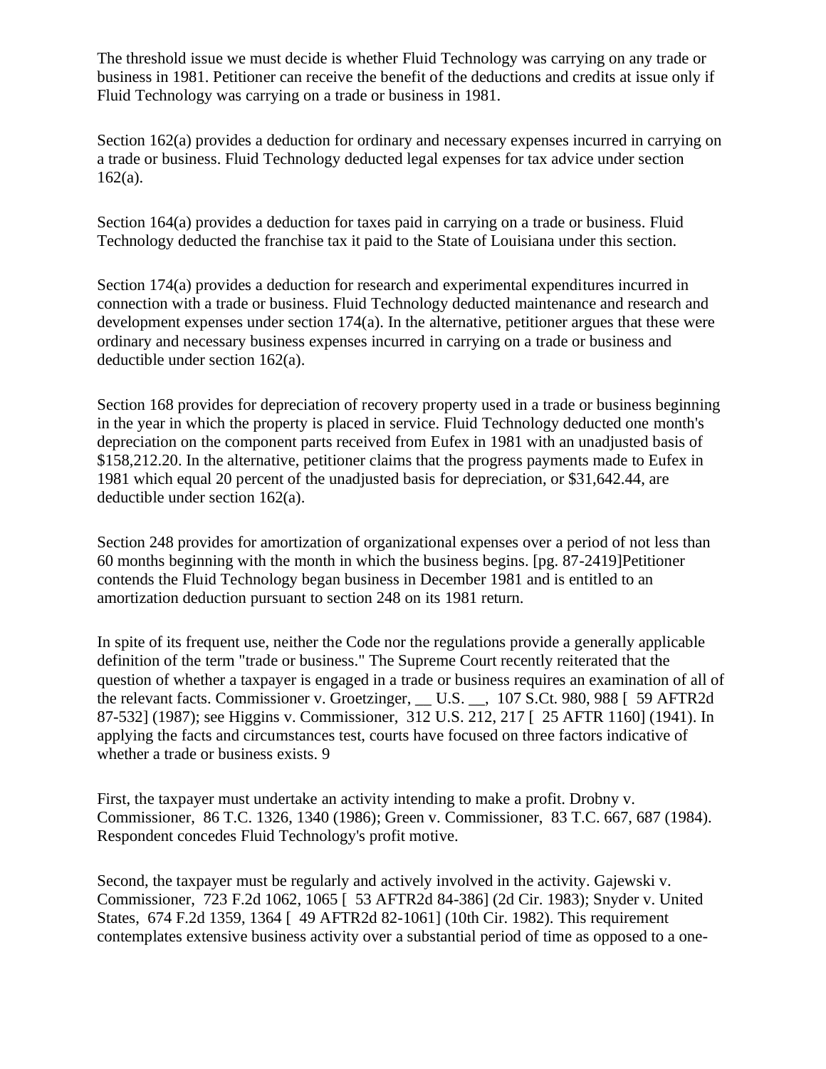The threshold issue we must decide is whether Fluid Technology was carrying on any trade or business in 1981. Petitioner can receive the benefit of the deductions and credits at issue only if Fluid Technology was carrying on a trade or business in 1981.

Section 162(a) provides a deduction for ordinary and necessary expenses incurred in carrying on a trade or business. Fluid Technology deducted legal expenses for tax advice under section 162(a).

Section 164(a) provides a deduction for taxes paid in carrying on a trade or business. Fluid Technology deducted the franchise tax it paid to the State of Louisiana under this section.

Section 174(a) provides a deduction for research and experimental expenditures incurred in connection with a trade or business. Fluid Technology deducted maintenance and research and development expenses under section 174(a). In the alternative, petitioner argues that these were ordinary and necessary business expenses incurred in carrying on a trade or business and deductible under section 162(a).

Section 168 provides for depreciation of recovery property used in a trade or business beginning in the year in which the property is placed in service. Fluid Technology deducted one month's depreciation on the component parts received from Eufex in 1981 with an unadjusted basis of $158,212.20. In the alternative, petitioner claims that the progress payments made to Eufex in 1981 which equal 20 percent of the unadjusted basis for depreciation, or $31,642.44, are deductible under section 162(a).

Section 248 provides for amortization of organizational expenses over a period of not less than 60 months beginning with the month in which the business begins. [pg. 87-2419]Petitioner contends the Fluid Technology began business in December 1981 and is entitled to an amortization deduction pursuant to section 248 on its 1981 return.

In spite of its frequent use, neither the Code nor the regulations provide a generally applicable definition of the term "trade or business." The Supreme Court recently reiterated that the question of whether a taxpayer is engaged in a trade or business requires an examination of all of the relevant facts. Commissioner v. Groetzinger, __ U.S. __, 107 S.Ct. 980, 988 [ 59 AFTR2d 87-532] (1987); see Higgins v. Commissioner, 312 U.S. 212, 217 [ 25 AFTR 1160] (1941). In applying the facts and circumstances test, courts have focused on three factors indicative of whether a trade or business exists. 9

First, the taxpayer must undertake an activity intending to make a profit. Drobny v. Commissioner, 86 T.C. 1326, 1340 (1986); Green v. Commissioner, 83 T.C. 667, 687 (1984). Respondent concedes Fluid Technology's profit motive.

Second, the taxpayer must be regularly and actively involved in the activity. Gajewski v. Commissioner, 723 F.2d 1062, 1065 [ 53 AFTR2d 84-386] (2d Cir. 1983); Snyder v. United States, 674 F.2d 1359, 1364 [ 49 AFTR2d 82-1061] (10th Cir. 1982). This requirement contemplates extensive business activity over a substantial period of time as opposed to a one-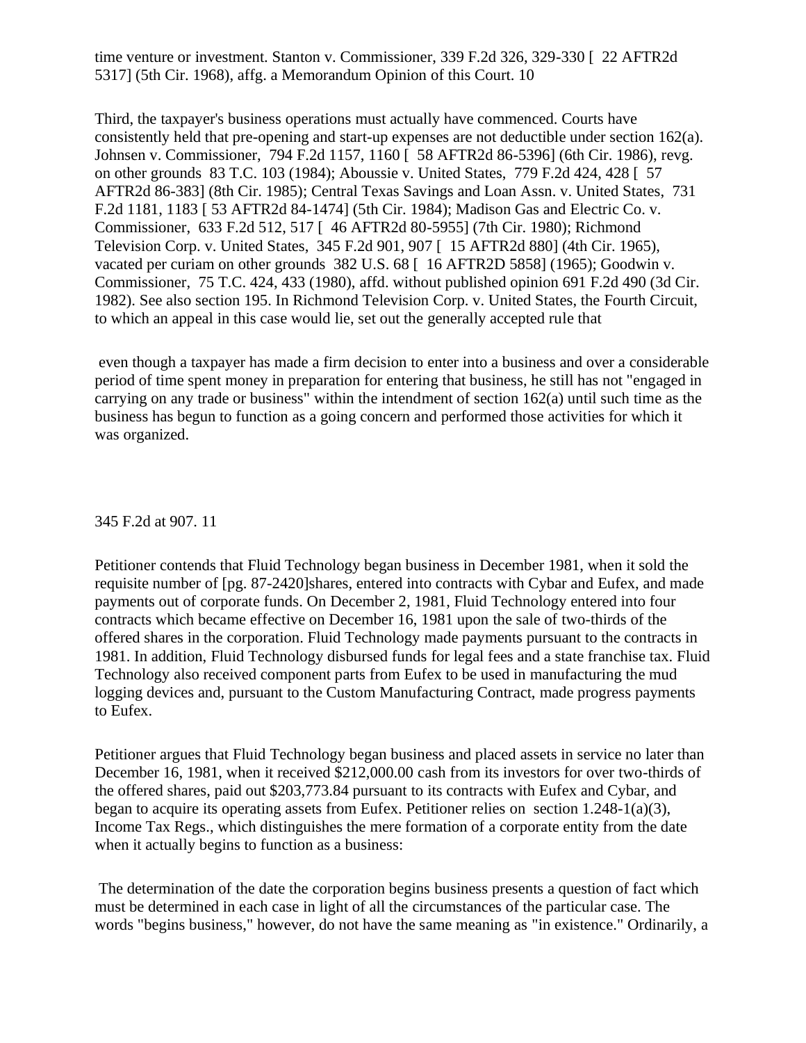time venture or investment. Stanton v. Commissioner, 339 F.2d 326, 329-330 [ 22 AFTR2d 5317] (5th Cir. 1968), affg. a Memorandum Opinion of this Court. 10

Third, the taxpayer's business operations must actually have commenced. Courts have consistently held that pre-opening and start-up expenses are not deductible under section 162(a). Johnsen v. Commissioner, 794 F.2d 1157, 1160 [ 58 AFTR2d 86-5396] (6th Cir. 1986), revg. on other grounds 83 T.C. 103 (1984); Aboussie v. United States, 779 F.2d 424, 428 [ 57 AFTR2d 86-383] (8th Cir. 1985); Central Texas Savings and Loan Assn. v. United States, 731 F.2d 1181, 1183 [ 53 AFTR2d 84-1474] (5th Cir. 1984); Madison Gas and Electric Co. v. Commissioner, 633 F.2d 512, 517 [ 46 AFTR2d 80-5955] (7th Cir. 1980); Richmond Television Corp. v. United States, 345 F.2d 901, 907 [ 15 AFTR2d 880] (4th Cir. 1965), vacated per curiam on other grounds 382 U.S. 68 [ 16 AFTR2D 5858] (1965); Goodwin v. Commissioner, 75 T.C. 424, 433 (1980), affd. without published opinion 691 F.2d 490 (3d Cir. 1982). See also section 195. In Richmond Television Corp. v. United States, the Fourth Circuit, to which an appeal in this case would lie, set out the generally accepted rule that

> even though a taxpayer has made a firm decision to enter into a business and over a considerable period of time spent money in preparation for entering that business, he still has not "engaged in carrying on any trade or business" within the intendment of section 162(a) until such time as the business has begun to function as a going concern and performed those activities for which it was organized.

345 F.2d at 907. 11

Petitioner contends that Fluid Technology began business in December 1981, when it sold the requisite number of [pg. 87-2420]shares, entered into contracts with Cybar and Eufex, and made payments out of corporate funds. On December 2, 1981, Fluid Technology entered into four contracts which became effective on December 16, 1981 upon the sale of two-thirds of the offered shares in the corporation. Fluid Technology made payments pursuant to the contracts in 1981. In addition, Fluid Technology disbursed funds for legal fees and a state franchise tax. Fluid Technology also received component parts from Eufex to be used in manufacturing the mud logging devices and, pursuant to the Custom Manufacturing Contract, made progress payments to Eufex.

Petitioner argues that Fluid Technology began business and placed assets in service no later than December 16, 1981, when it received $212,000.00 cash from its investors for over two-thirds of the offered shares, paid out $203,773.84 pursuant to its contracts with Eufex and Cybar, and began to acquire its operating assets from Eufex. Petitioner relies on section 1.248-1(a)(3), Income Tax Regs., which distinguishes the mere formation of a corporate entity from the date when it actually begins to function as a business:

> The determination of the date the corporation begins business presents a question of fact which must be determined in each case in light of all the circumstances of the particular case. The words "begins business," however, do not have the same meaning as "in existence." Ordinarily, a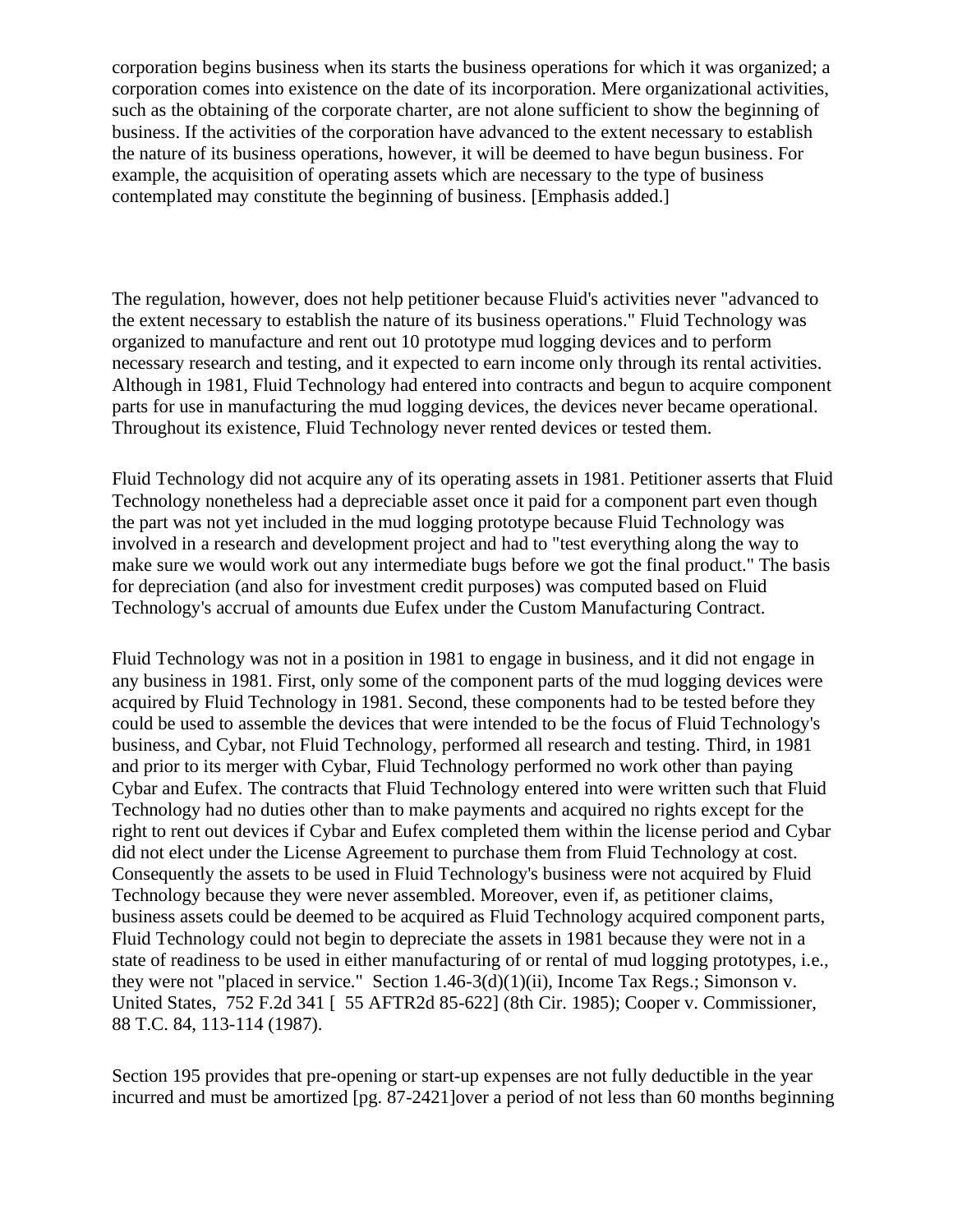corporation begins business when its starts the business operations for which it was organized; a corporation comes into existence on the date of its incorporation. Mere organizational activities, such as the obtaining of the corporate charter, are not alone sufficient to show the beginning of business. If the activities of the corporation have advanced to the extent necessary to establish the nature of its business operations, however, it will be deemed to have begun business. For example, the acquisition of operating assets which are necessary to the type of business contemplated may constitute the beginning of business. [Emphasis added.]

The regulation, however, does not help petitioner because Fluid's activities never "advanced to the extent necessary to establish the nature of its business operations." Fluid Technology was organized to manufacture and rent out 10 prototype mud logging devices and to perform necessary research and testing, and it expected to earn income only through its rental activities. Although in 1981, Fluid Technology had entered into contracts and begun to acquire component parts for use in manufacturing the mud logging devices, the devices never became operational. Throughout its existence, Fluid Technology never rented devices or tested them.

Fluid Technology did not acquire any of its operating assets in 1981. Petitioner asserts that Fluid Technology nonetheless had a depreciable asset once it paid for a component part even though the part was not yet included in the mud logging prototype because Fluid Technology was involved in a research and development project and had to "test everything along the way to make sure we would work out any intermediate bugs before we got the final product." The basis for depreciation (and also for investment credit purposes) was computed based on Fluid Technology's accrual of amounts due Eufex under the Custom Manufacturing Contract.

Fluid Technology was not in a position in 1981 to engage in business, and it did not engage in any business in 1981. First, only some of the component parts of the mud logging devices were acquired by Fluid Technology in 1981. Second, these components had to be tested before they could be used to assemble the devices that were intended to be the focus of Fluid Technology's business, and Cybar, not Fluid Technology, performed all research and testing. Third, in 1981 and prior to its merger with Cybar, Fluid Technology performed no work other than paying Cybar and Eufex. The contracts that Fluid Technology entered into were written such that Fluid Technology had no duties other than to make payments and acquired no rights except for the right to rent out devices if Cybar and Eufex completed them within the license period and Cybar did not elect under the License Agreement to purchase them from Fluid Technology at cost. Consequently the assets to be used in Fluid Technology's business were not acquired by Fluid Technology because they were never assembled. Moreover, even if, as petitioner claims, business assets could be deemed to be acquired as Fluid Technology acquired component parts, Fluid Technology could not begin to depreciate the assets in 1981 because they were not in a state of readiness to be used in either manufacturing of or rental of mud logging prototypes, i.e., they were not "placed in service." Section 1.46-3(d)(1)(ii), Income Tax Regs.; Simonson v. United States, 752 F.2d 341 [ 55 AFTR2d 85-622] (8th Cir. 1985); Cooper v. Commissioner, 88 T.C. 84, 113-114 (1987).

Section 195 provides that pre-opening or start-up expenses are not fully deductible in the year incurred and must be amortized [pg. 87-2421]over a period of not less than 60 months beginning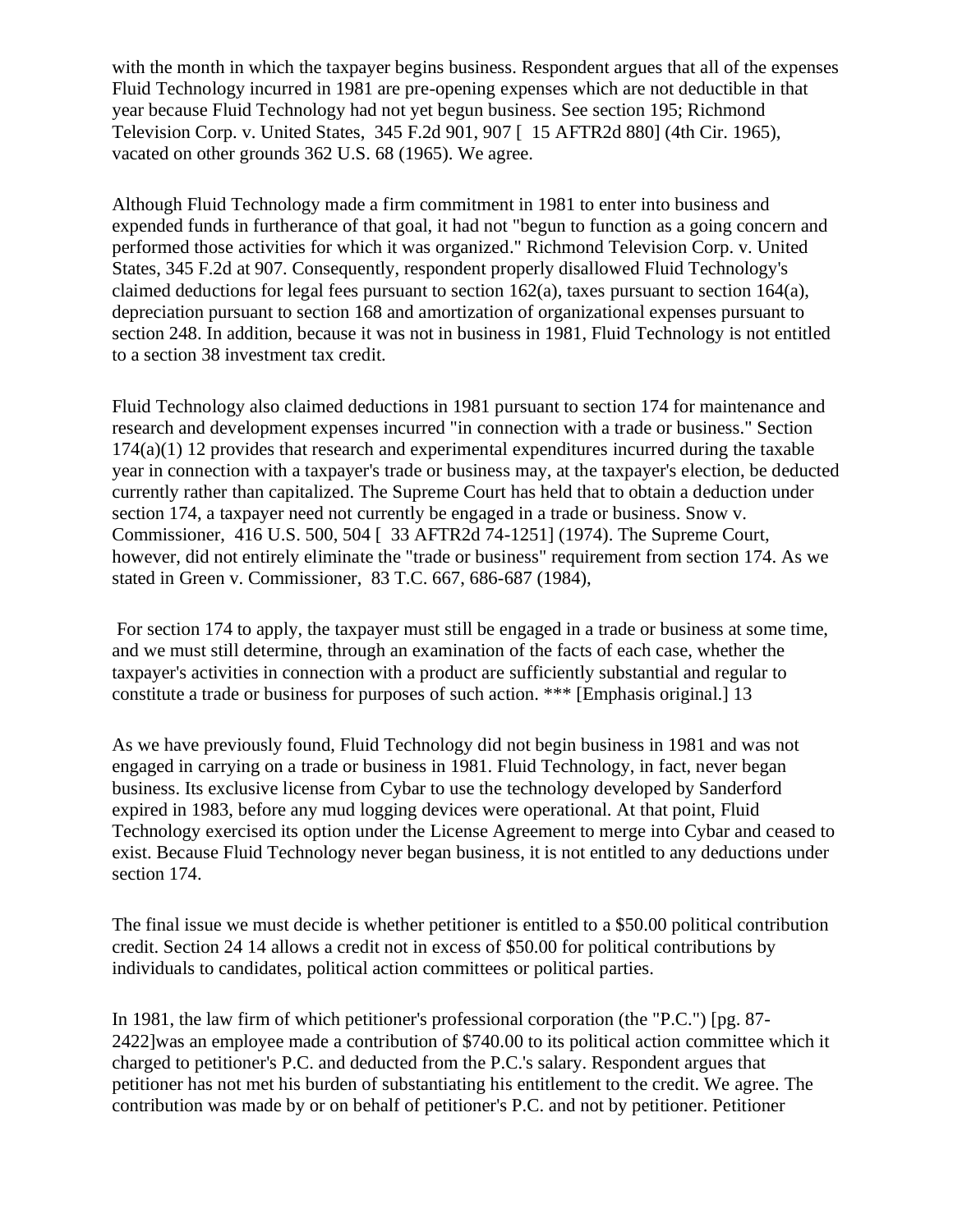with the month in which the taxpayer begins business. Respondent argues that all of the expenses Fluid Technology incurred in 1981 are pre-opening expenses which are not deductible in that year because Fluid Technology had not yet begun business. See section 195; Richmond Television Corp. v. United States, 345 F.2d 901, 907 [ 15 AFTR2d 880] (4th Cir. 1965), vacated on other grounds 362 U.S. 68 (1965). We agree.

Although Fluid Technology made a firm commitment in 1981 to enter into business and expended funds in furtherance of that goal, it had not "begun to function as a going concern and performed those activities for which it was organized." Richmond Television Corp. v. United States, 345 F.2d at 907. Consequently, respondent properly disallowed Fluid Technology's claimed deductions for legal fees pursuant to section 162(a), taxes pursuant to section 164(a), depreciation pursuant to section 168 and amortization of organizational expenses pursuant to section 248. In addition, because it was not in business in 1981, Fluid Technology is not entitled to a section 38 investment tax credit.

Fluid Technology also claimed deductions in 1981 pursuant to section 174 for maintenance and research and development expenses incurred "in connection with a trade or business." Section 174(a)(1) 12 provides that research and experimental expenditures incurred during the taxable year in connection with a taxpayer's trade or business may, at the taxpayer's election, be deducted currently rather than capitalized. The Supreme Court has held that to obtain a deduction under section 174, a taxpayer need not currently be engaged in a trade or business. Snow v. Commissioner, 416 U.S. 500, 504 [ 33 AFTR2d 74-1251] (1974). The Supreme Court, however, did not entirely eliminate the "trade or business" requirement from section 174. As we stated in Green v. Commissioner, 83 T.C. 667, 686-687 (1984),

> For section 174 to apply, the taxpayer must still be engaged in a trade or business at some time, and we must still determine, through an examination of the facts of each case, whether the taxpayer's activities in connection with a product are sufficiently substantial and regular to constitute a trade or business for purposes of such action. *** [Emphasis original.] 13

As we have previously found, Fluid Technology did not begin business in 1981 and was not engaged in carrying on a trade or business in 1981. Fluid Technology, in fact, never began business. Its exclusive license from Cybar to use the technology developed by Sanderford expired in 1983, before any mud logging devices were operational. At that point, Fluid Technology exercised its option under the License Agreement to merge into Cybar and ceased to exist. Because Fluid Technology never began business, it is not entitled to any deductions under section 174.

The final issue we must decide is whether petitioner is entitled to a $50.00 political contribution credit. Section 24 14 allows a credit not in excess of $50.00 for political contributions by individuals to candidates, political action committees or political parties.

In 1981, the law firm of which petitioner's professional corporation (the "P.C.") [pg. 87-2422]was an employee made a contribution of $740.00 to its political action committee which it charged to petitioner's P.C. and deducted from the P.C.'s salary. Respondent argues that petitioner has not met his burden of substantiating his entitlement to the credit. We agree. The contribution was made by or on behalf of petitioner's P.C. and not by petitioner. Petitioner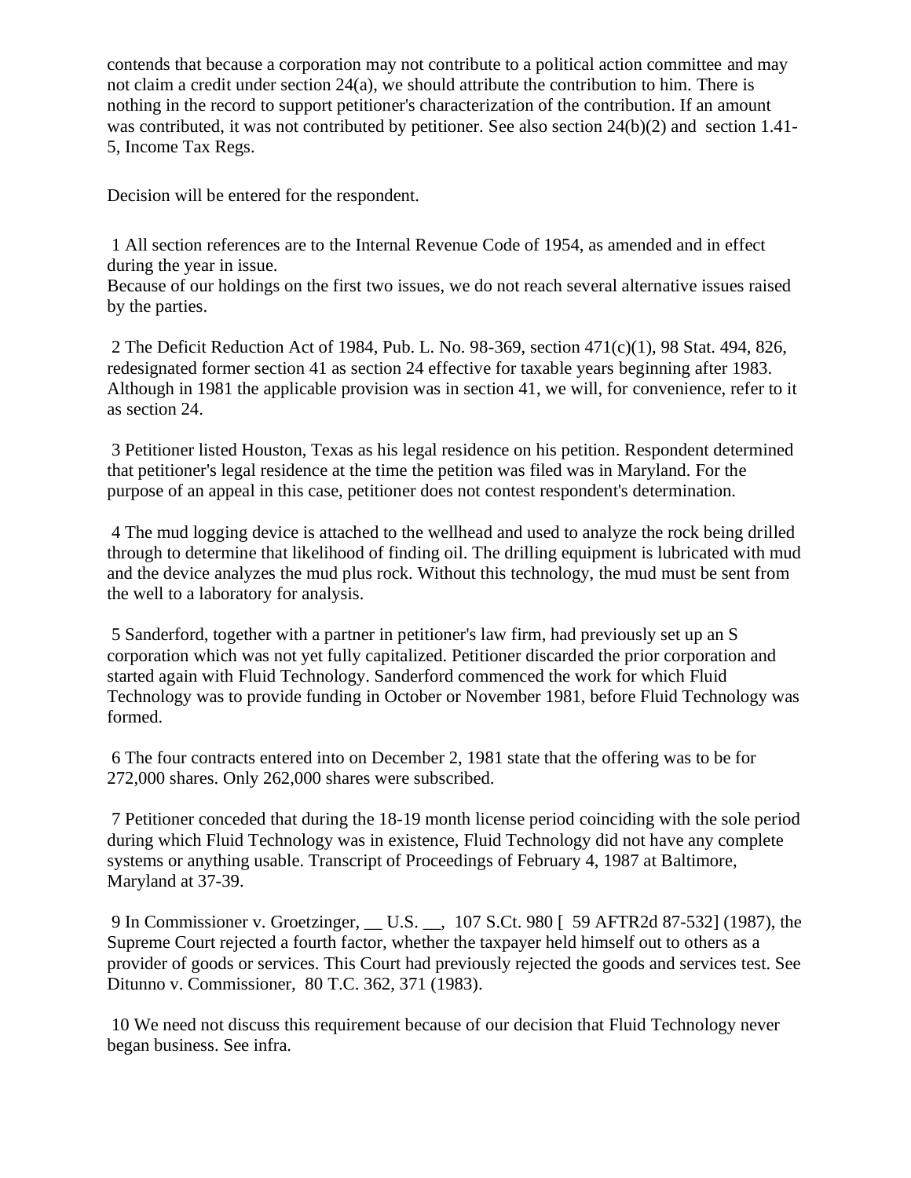contends that because a corporation may not contribute to a political action committee and may not claim a credit under section 24(a), we should attribute the contribution to him. There is nothing in the record to support petitioner's characterization of the contribution. If an amount was contributed, it was not contributed by petitioner. See also section 24(b)(2) and section 1.41-5, Income Tax Regs.

Decision will be entered for the respondent.

1 All section references are to the Internal Revenue Code of 1954, as amended and in effect during the year in issue.
Because of our holdings on the first two issues, we do not reach several alternative issues raised by the parties.

2 The Deficit Reduction Act of 1984, Pub. L. No. 98-369, section 471(c)(1), 98 Stat. 494, 826, redesignated former section 41 as section 24 effective for taxable years beginning after 1983. Although in 1981 the applicable provision was in section 41, we will, for convenience, refer to it as section 24.

3 Petitioner listed Houston, Texas as his legal residence on his petition. Respondent determined that petitioner's legal residence at the time the petition was filed was in Maryland. For the purpose of an appeal in this case, petitioner does not contest respondent's determination.

4 The mud logging device is attached to the wellhead and used to analyze the rock being drilled through to determine that likelihood of finding oil. The drilling equipment is lubricated with mud and the device analyzes the mud plus rock. Without this technology, the mud must be sent from the well to a laboratory for analysis.

5 Sanderford, together with a partner in petitioner's law firm, had previously set up an S corporation which was not yet fully capitalized. Petitioner discarded the prior corporation and started again with Fluid Technology. Sanderford commenced the work for which Fluid Technology was to provide funding in October or November 1981, before Fluid Technology was formed.

6 The four contracts entered into on December 2, 1981 state that the offering was to be for 272,000 shares. Only 262,000 shares were subscribed.

7 Petitioner conceded that during the 18-19 month license period coinciding with the sole period during which Fluid Technology was in existence, Fluid Technology did not have any complete systems or anything usable. Transcript of Proceedings of February 4, 1987 at Baltimore, Maryland at 37-39.

9 In Commissioner v. Groetzinger, __ U.S. __, 107 S.Ct. 980 [ 59 AFTR2d 87-532] (1987), the Supreme Court rejected a fourth factor, whether the taxpayer held himself out to others as a provider of goods or services. This Court had previously rejected the goods and services test. See Ditunno v. Commissioner, 80 T.C. 362, 371 (1983).

10 We need not discuss this requirement because of our decision that Fluid Technology never began business. See infra.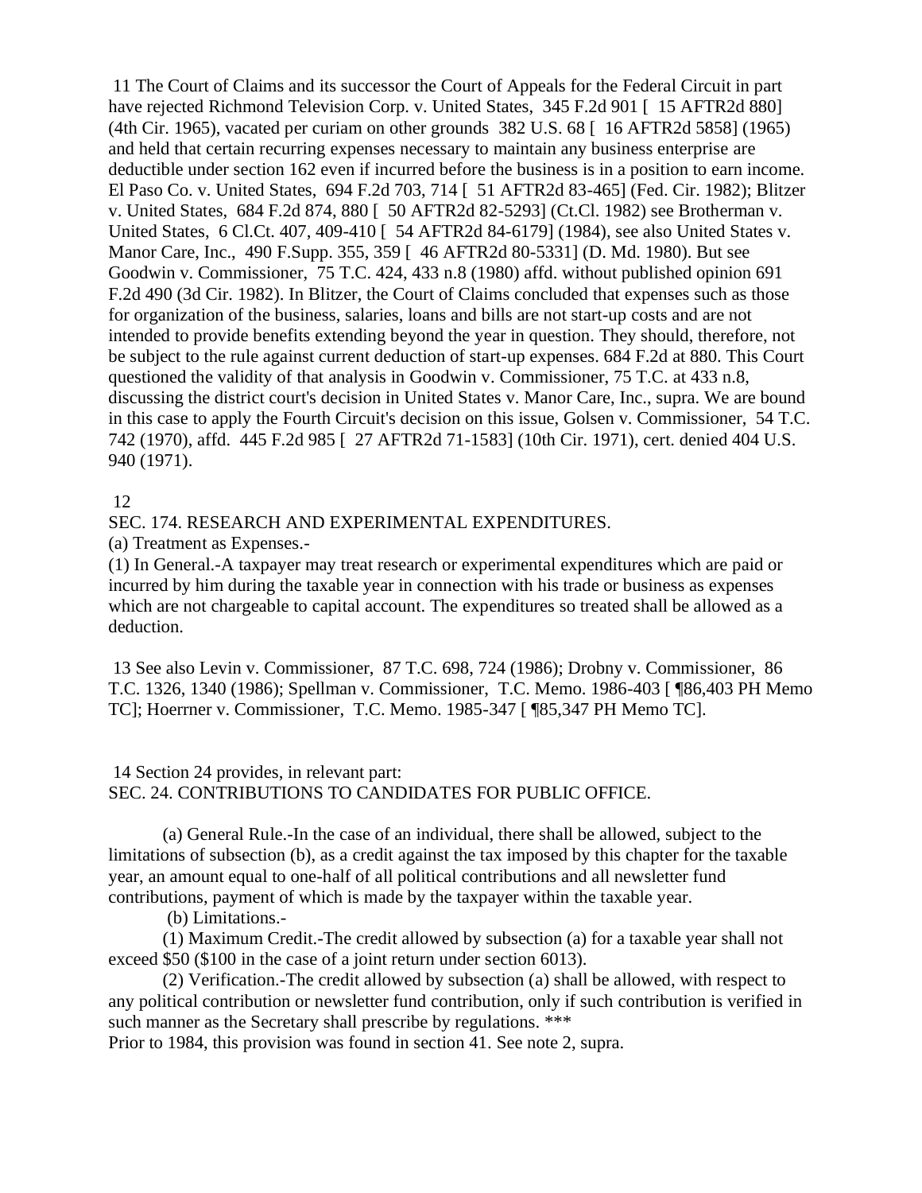11 The Court of Claims and its successor the Court of Appeals for the Federal Circuit in part have rejected Richmond Television Corp. v. United States, 345 F.2d 901 [ 15 AFTR2d 880] (4th Cir. 1965), vacated per curiam on other grounds 382 U.S. 68 [ 16 AFTR2d 5858] (1965) and held that certain recurring expenses necessary to maintain any business enterprise are deductible under section 162 even if incurred before the business is in a position to earn income. El Paso Co. v. United States, 694 F.2d 703, 714 [ 51 AFTR2d 83-465] (Fed. Cir. 1982); Blitzer v. United States, 684 F.2d 874, 880 [ 50 AFTR2d 82-5293] (Ct.Cl. 1982) see Brotherman v. United States, 6 Cl.Ct. 407, 409-410 [ 54 AFTR2d 84-6179] (1984), see also United States v. Manor Care, Inc., 490 F.Supp. 355, 359 [ 46 AFTR2d 80-5331] (D. Md. 1980). But see Goodwin v. Commissioner, 75 T.C. 424, 433 n.8 (1980) affd. without published opinion 691 F.2d 490 (3d Cir. 1982). In Blitzer, the Court of Claims concluded that expenses such as those for organization of the business, salaries, loans and bills are not start-up costs and are not intended to provide benefits extending beyond the year in question. They should, therefore, not be subject to the rule against current deduction of start-up expenses. 684 F.2d at 880. This Court questioned the validity of that analysis in Goodwin v. Commissioner, 75 T.C. at 433 n.8, discussing the district court's decision in United States v. Manor Care, Inc., supra. We are bound in this case to apply the Fourth Circuit's decision on this issue, Golsen v. Commissioner, 54 T.C. 742 (1970), affd. 445 F.2d 985 [ 27 AFTR2d 71-1583] (10th Cir. 1971), cert. denied 404 U.S. 940 (1971).

12

SEC. 174. RESEARCH AND EXPERIMENTAL EXPENDITURES.

(a) Treatment as Expenses.-

(1) In General.-A taxpayer may treat research or experimental expenditures which are paid or incurred by him during the taxable year in connection with his trade or business as expenses which are not chargeable to capital account. The expenditures so treated shall be allowed as a deduction.

13 See also Levin v. Commissioner, 87 T.C. 698, 724 (1986); Drobny v. Commissioner, 86 T.C. 1326, 1340 (1986); Spellman v. Commissioner, T.C. Memo. 1986-403 [ ¶86,403 PH Memo TC]; Hoerrner v. Commissioner, T.C. Memo. 1985-347 [ ¶85,347 PH Memo TC].

14 Section 24 provides, in relevant part:

SEC. 24. CONTRIBUTIONS TO CANDIDATES FOR PUBLIC OFFICE.

(a) General Rule.-In the case of an individual, there shall be allowed, subject to the limitations of subsection (b), as a credit against the tax imposed by this chapter for the taxable year, an amount equal to one-half of all political contributions and all newsletter fund contributions, payment of which is made by the taxpayer within the taxable year.

(b) Limitations.-

(1) Maximum Credit.-The credit allowed by subsection (a) for a taxable year shall not exceed $50 ($100 in the case of a joint return under section 6013).

(2) Verification.-The credit allowed by subsection (a) shall be allowed, with respect to any political contribution or newsletter fund contribution, only if such contribution is verified in such manner as the Secretary shall prescribe by regulations. ***

Prior to 1984, this provision was found in section 41. See note 2, supra.